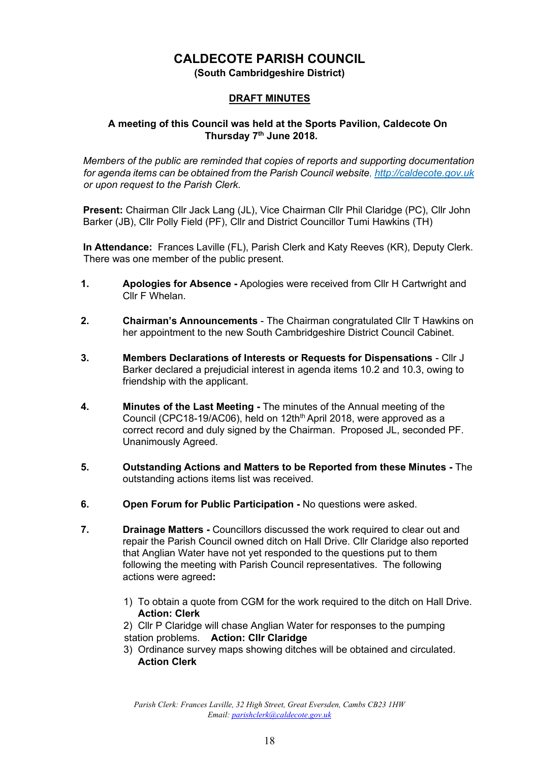# CALDECOTE PARISH COUNCIL

**(South Cambridgeshire District)**

## DRAFT MINUTES

**A meeting of this Council was held at the Sports Pavilion, Caldecote On Thursday 7th June 2018.**

*Members of the public are reminded that copies of reports and supporting documentation for agenda items can be obtained from the Parish Council website, [http://caldecote.gov.uk](http://caldecote.gov.uk) or upon request to the Parish Clerk.*

**Present:** Chairman Cllr Jack Lang (JL), Vice Chairman Cllr Phil Claridge (PC), Cllr John Barker (JB), Cllr Polly Field (PF), Cllr and District Councillor Tumi Hawkins (TH)

**In Attendance:** Frances Laville (FL), Parish Clerk and Katy Reeves (KR), Deputy Clerk. There was one member of the public present.

1. **Apologies for Absence -** Apologies were received from Cllr H Cartwright and Cllr F Whelan.

2. **Chairman's Announcements** - The Chairman congratulated Cllr T Hawkins on her appointment to the new South Cambridgeshire District Council Cabinet.

3. **Members Declarations of Interests or Requests for Dispensations** - Cllr J Barker declared a prejudicial interest in agenda items 10.2 and 10.3, owing to friendship with the applicant.

4. **Minutes of the Last Meeting -** The minutes of the Annual meeting of the Council (CPC18-19/AC06), held on 12th April 2018, were approved as a correct record and duly signed by the Chairman. Proposed JL, seconded PF. Unanimously Agreed.

5. **Outstanding Actions and Matters to be Reported from these Minutes -** The outstanding actions items list was received.

6. **Open Forum for Public Participation -** No questions were asked.

7. **Drainage Matters -** Councillors discussed the work required to clear out and repair the Parish Council owned ditch on Hall Drive. Cllr Claridge also reported that Anglian Water have not yet responded to the questions put to them following the meeting with Parish Council representatives. The following actions were agreed**:**

   1) To obtain a quote from CGM for the work required to the ditch on Hall Drive. **Action: Clerk**
   2) Cllr P Claridge will chase Anglian Water for responses to the pumping station problems. **Action: Cllr Claridge**
   3) Ordinance survey maps showing ditches will be obtained and circulated. **Action Clerk**

*Parish Clerk: Frances Laville, 32 High Street, Great Eversden, Cambs CB23 1HW*
*Email: [parishclerk@caldecote.gov.uk](mailto:parishclerk@caldecote.gov.uk)*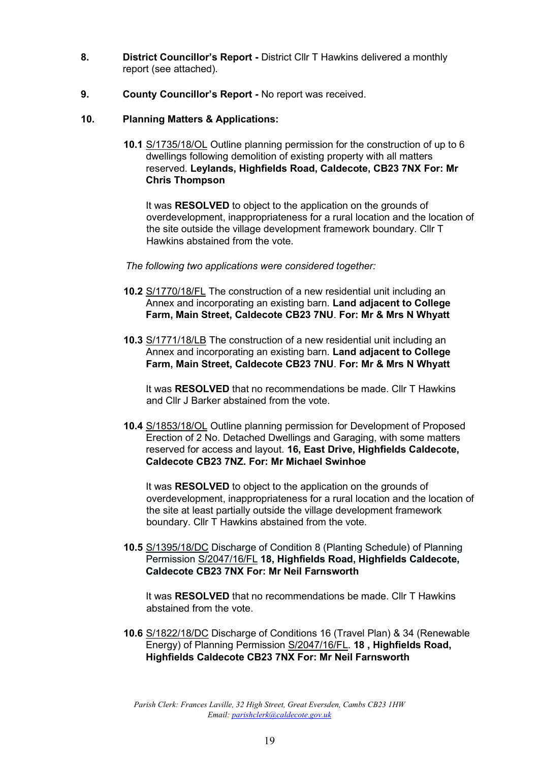8. **District Councillor's Report -** District Cllr T Hawkins delivered a monthly report (see attached).

9. **County Councillor's Report -** No report was received.

10. **Planning Matters & Applications:**

**10.1** S/1735/18/OL Outline planning permission for the construction of up to 6 dwellings following demolition of existing property with all matters reserved. **Leylands, Highfields Road, Caldecote, CB23 7NX For: Mr Chris Thompson**

It was **RESOLVED** to object to the application on the grounds of overdevelopment, inappropriateness for a rural location and the location of the site outside the village development framework boundary. Cllr T Hawkins abstained from the vote.

*The following two applications were considered together:*

**10.2** S/1770/18/FL The construction of a new residential unit including an Annex and incorporating an existing barn. **Land adjacent to College Farm, Main Street, Caldecote CB23 7NU**. **For: Mr & Mrs N Whyatt**

**10.3** S/1771/18/LB The construction of a new residential unit including an Annex and incorporating an existing barn. **Land adjacent to College Farm, Main Street, Caldecote CB23 7NU**. **For: Mr & Mrs N Whyatt**

It was **RESOLVED** that no recommendations be made. Cllr T Hawkins and Cllr J Barker abstained from the vote.

**10.4** S/1853/18/OL Outline planning permission for Development of Proposed Erection of 2 No. Detached Dwellings and Garaging, with some matters reserved for access and layout. **16, East Drive, Highfields Caldecote, Caldecote CB23 7NZ. For: Mr Michael Swinhoe**

It was **RESOLVED** to object to the application on the grounds of overdevelopment, inappropriateness for a rural location and the location of the site at least partially outside the village development framework boundary. Cllr T Hawkins abstained from the vote.

**10.5** S/1395/18/DC Discharge of Condition 8 (Planting Schedule) of Planning Permission S/2047/16/FL **18, Highfields Road, Highfields Caldecote, Caldecote CB23 7NX For: Mr Neil Farnsworth**

It was **RESOLVED** that no recommendations be made. Cllr T Hawkins abstained from the vote.

**10.6** S/1822/18/DC Discharge of Conditions 16 (Travel Plan) & 34 (Renewable Energy) of Planning Permission S/2047/16/FL. **18 , Highfields Road, Highfields Caldecote CB23 7NX For: Mr Neil Farnsworth**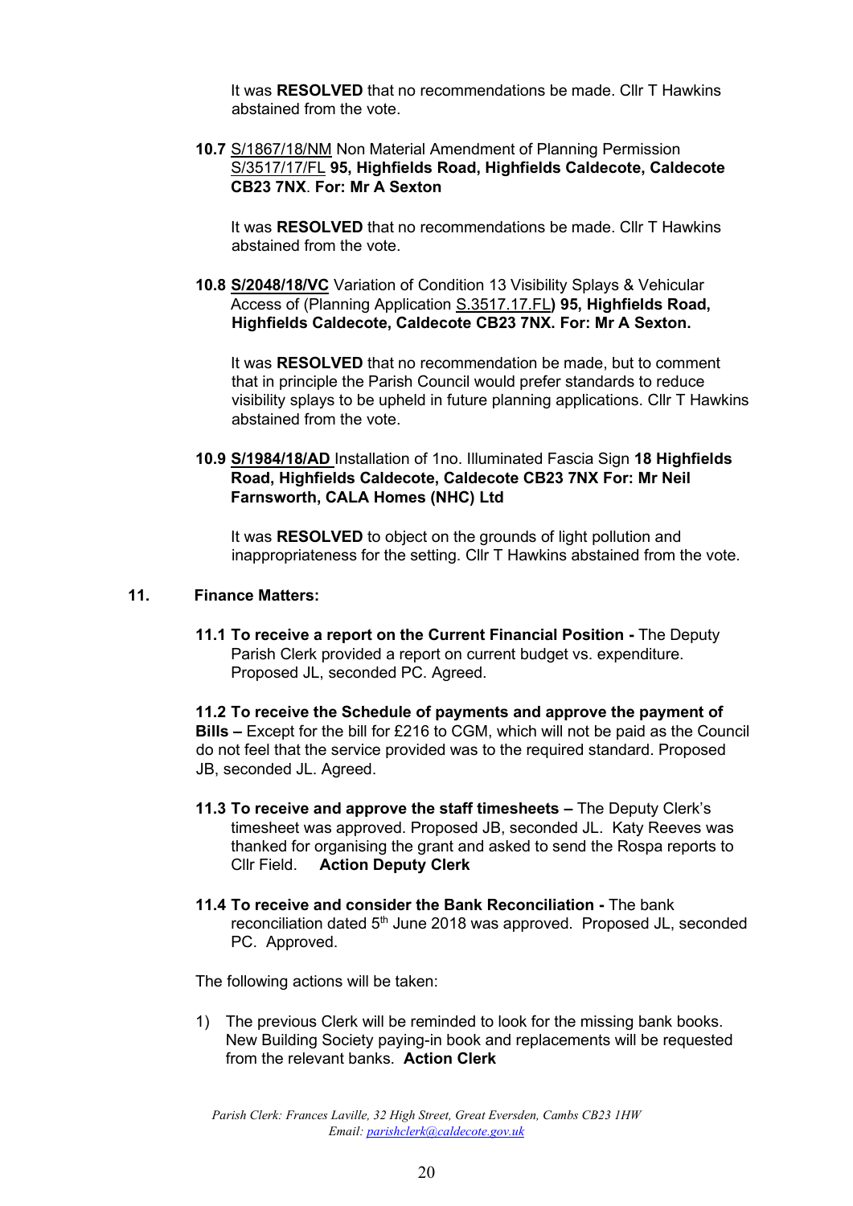It was **RESOLVED** that no recommendations be made. Cllr T Hawkins abstained from the vote.

**10.7** S/1867/18/NM Non Material Amendment of Planning Permission S/3517/17/FL **95, Highfields Road, Highfields Caldecote, Caldecote CB23 7NX**. **For: Mr A Sexton**

It was **RESOLVED** that no recommendations be made. Cllr T Hawkins abstained from the vote.

**10.8** **S/2048/18/VC** Variation of Condition 13 Visibility Splays & Vehicular Access of (Planning Application S.3517.17.FL**) 95, Highfields Road, Highfields Caldecote, Caldecote CB23 7NX. For: Mr A Sexton.**

It was **RESOLVED** that no recommendation be made, but to comment that in principle the Parish Council would prefer standards to reduce visibility splays to be upheld in future planning applications. Cllr T Hawkins abstained from the vote.

**10.9** **S/1984/18/AD** Installation of 1no. Illuminated Fascia Sign **18 Highfields Road, Highfields Caldecote, Caldecote CB23 7NX For: Mr Neil Farnsworth, CALA Homes (NHC) Ltd**

It was **RESOLVED** to object on the grounds of light pollution and inappropriateness for the setting. Cllr T Hawkins abstained from the vote.

**11. Finance Matters:**

**11.1 To receive a report on the Current Financial Position -** The Deputy Parish Clerk provided a report on current budget vs. expenditure. Proposed JL, seconded PC. Agreed.

**11.2 To receive the Schedule of payments and approve the payment of Bills –** Except for the bill for £216 to CGM, which will not be paid as the Council do not feel that the service provided was to the required standard. Proposed JB, seconded JL. Agreed.

**11.3 To receive and approve the staff timesheets –** The Deputy Clerk's timesheet was approved. Proposed JB, seconded JL. Katy Reeves was thanked for organising the grant and asked to send the Rospa reports to Cllr Field. **Action Deputy Clerk**

**11.4 To receive and consider the Bank Reconciliation -** The bank reconciliation dated 5th June 2018 was approved. Proposed JL, seconded PC. Approved.

The following actions will be taken:

1) The previous Clerk will be reminded to look for the missing bank books. New Building Society paying-in book and replacements will be requested from the relevant banks. **Action Clerk**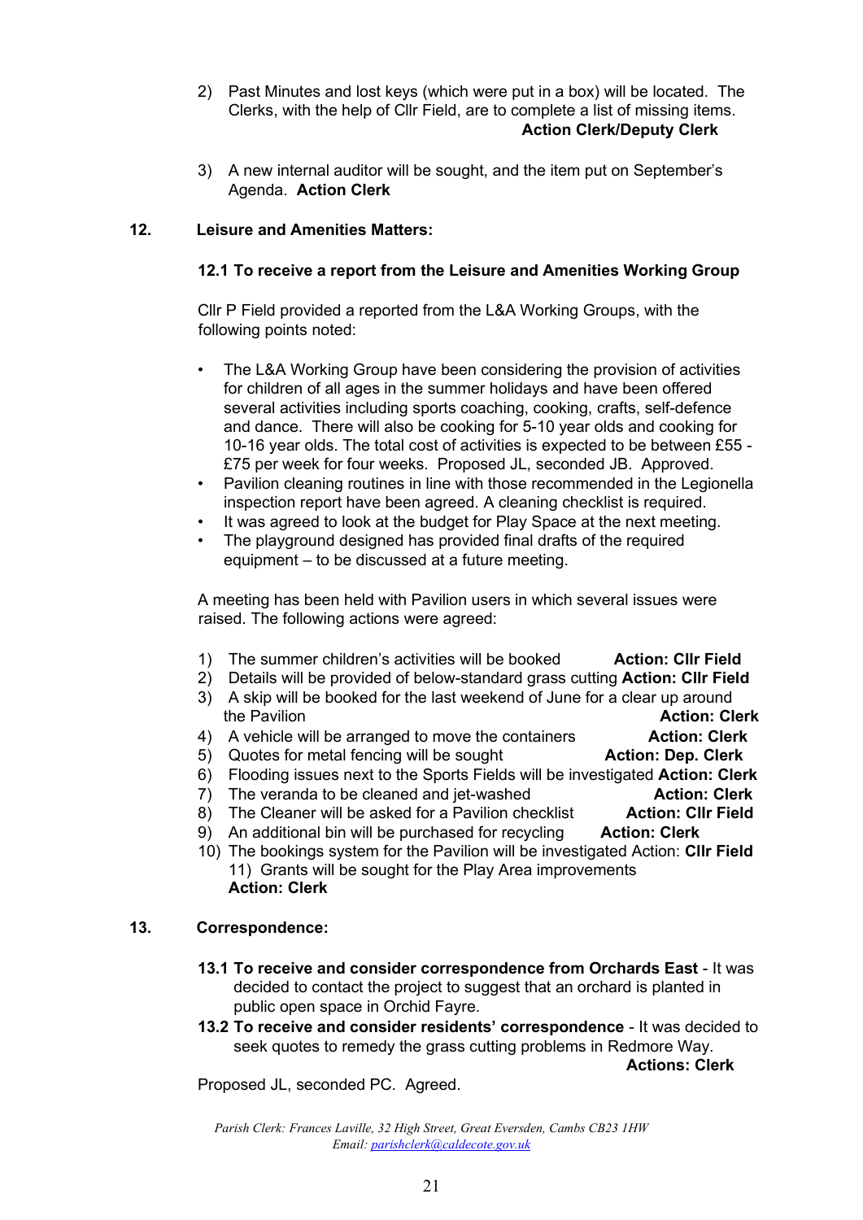2) Past Minutes and lost keys (which were put in a box) will be located. The Clerks, with the help of Cllr Field, are to complete a list of missing items. **Action Clerk/Deputy Clerk**

3) A new internal auditor will be sought, and the item put on September's Agenda. **Action Clerk**

## 12. Leisure and Amenities Matters:

### 12.1 To receive a report from the Leisure and Amenities Working Group

Cllr P Field provided a reported from the L&A Working Groups, with the following points noted:

- The L&A Working Group have been considering the provision of activities for children of all ages in the summer holidays and have been offered several activities including sports coaching, cooking, crafts, self-defence and dance. There will also be cooking for 5-10 year olds and cooking for 10-16 year olds. The total cost of activities is expected to be between £55 - £75 per week for four weeks. Proposed JL, seconded JB. Approved.
- Pavilion cleaning routines in line with those recommended in the Legionella inspection report have been agreed. A cleaning checklist is required.
- It was agreed to look at the budget for Play Space at the next meeting.
- The playground designed has provided final drafts of the required equipment – to be discussed at a future meeting.

A meeting has been held with Pavilion users in which several issues were raised. The following actions were agreed:

1) The summer children's activities will be booked **Action: Cllr Field**
2) Details will be provided of below-standard grass cutting **Action: Cllr Field**
3) A skip will be booked for the last weekend of June for a clear up around the Pavilion **Action: Clerk**
4) A vehicle will be arranged to move the containers **Action: Clerk**
5) Quotes for metal fencing will be sought **Action: Dep. Clerk**
6) Flooding issues next to the Sports Fields will be investigated **Action: Clerk**
7) The veranda to be cleaned and jet-washed **Action: Clerk**
8) The Cleaner will be asked for a Pavilion checklist **Action: Cllr Field**
9) An additional bin will be purchased for recycling **Action: Clerk**
10) The bookings system for the Pavilion will be investigated Action: **Cllr Field**
11) Grants will be sought for the Play Area improvements **Action: Clerk**

## 13. Correspondence:

**13.1 To receive and consider correspondence from Orchards East** - It was decided to contact the project to suggest that an orchard is planted in public open space in Orchid Fayre.

**13.2 To receive and consider residents' correspondence** - It was decided to seek quotes to remedy the grass cutting problems in Redmore Way. **Actions: Clerk**

Proposed JL, seconded PC. Agreed.

*Parish Clerk: Frances Laville, 32 High Street, Great Eversden, Cambs CB23 1HW*
*Email: parishclerk@caldecote.gov.uk*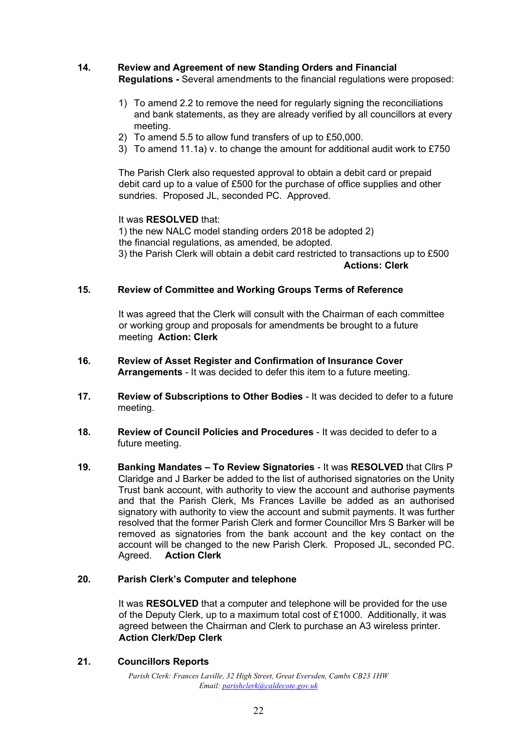**14. Review and Agreement of new Standing Orders and Financial Regulations -** Several amendments to the financial regulations were proposed:

1) To amend 2.2 to remove the need for regularly signing the reconciliations and bank statements, as they are already verified by all councillors at every meeting.
2) To amend 5.5 to allow fund transfers of up to £50,000.
3) To amend 11.1a) v. to change the amount for additional audit work to £750

The Parish Clerk also requested approval to obtain a debit card or prepaid debit card up to a value of £500 for the purchase of office supplies and other sundries. Proposed JL, seconded PC. Approved.

It was **RESOLVED** that:
1) the new NALC model standing orders 2018 be adopted 2) the financial regulations, as amended, be adopted.
3) the Parish Clerk will obtain a debit card restricted to transactions up to £500

**Actions: Clerk**

**15. Review of Committee and Working Groups Terms of Reference**

It was agreed that the Clerk will consult with the Chairman of each committee or working group and proposals for amendments be brought to a future meeting **Action: Clerk**

**16. Review of Asset Register and Confirmation of Insurance Cover Arrangements** - It was decided to defer this item to a future meeting.

**17. Review of Subscriptions to Other Bodies** - It was decided to defer to a future meeting.

**18. Review of Council Policies and Procedures** - It was decided to defer to a future meeting.

**19. Banking Mandates – To Review Signatories** - It was **RESOLVED** that Cllrs P Claridge and J Barker be added to the list of authorised signatories on the Unity Trust bank account, with authority to view the account and authorise payments and that the Parish Clerk, Ms Frances Laville be added as an authorised signatory with authority to view the account and submit payments. It was further resolved that the former Parish Clerk and former Councillor Mrs S Barker will be removed as signatories from the bank account and the key contact on the account will be changed to the new Parish Clerk. Proposed JL, seconded PC. Agreed. **Action Clerk**

**20. Parish Clerk's Computer and telephone**

It was **RESOLVED** that a computer and telephone will be provided for the use of the Deputy Clerk, up to a maximum total cost of £1000. Additionally, it was agreed between the Chairman and Clerk to purchase an A3 wireless printer. **Action Clerk/Dep Clerk**

**21. Councillors Reports**

*Parish Clerk: Frances Laville, 32 High Street, Great Eversden, Cambs CB23 1HW*
*Email: parishclerk@caldecote.gov.uk*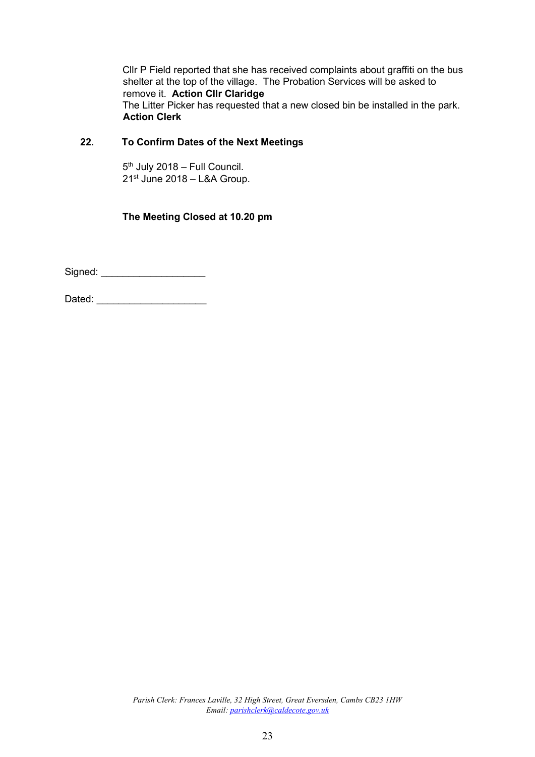Cllr P Field reported that she has received complaints about graffiti on the bus shelter at the top of the village. The Probation Services will be asked to remove it. **Action Cllr Claridge**
The Litter Picker has requested that a new closed bin be installed in the park. **Action Clerk**

## 22. To Confirm Dates of the Next Meetings

5th July 2018 – Full Council.
21st June 2018 – L&A Group.

**The Meeting Closed at 10.20 pm**

Signed: ___________________

Dated: ____________________

*Parish Clerk: Frances Laville, 32 High Street, Great Eversden, Cambs CB23 1HW*
*Email: parishclerk@caldecote.gov.uk*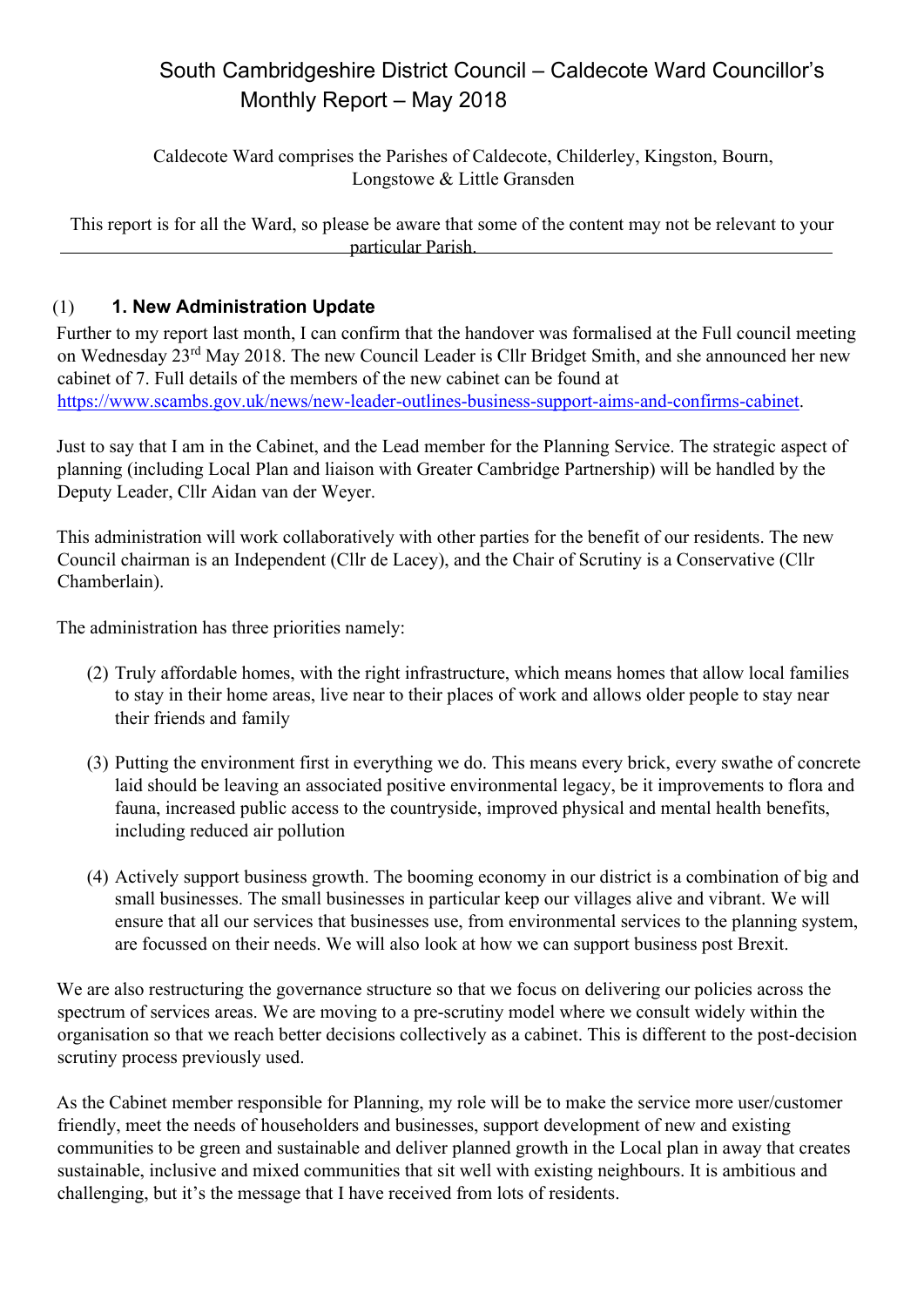# South Cambridgeshire District Council – Caldecote Ward Councillor's Monthly Report – May 2018

Caldecote Ward comprises the Parishes of Caldecote, Childerley, Kingston, Bourn, Longstowe & Little Gransden

This report is for all the Ward, so please be aware that some of the content may not be relevant to your particular Parish.

## (1) 1. New Administration Update

Further to my report last month, I can confirm that the handover was formalised at the Full council meeting on Wednesday 23rd May 2018. The new Council Leader is Cllr Bridget Smith, and she announced her new cabinet of 7. Full details of the members of the new cabinet can be found at https://www.scambs.gov.uk/news/new-leader-outlines-business-support-aims-and-confirms-cabinet.

Just to say that I am in the Cabinet, and the Lead member for the Planning Service. The strategic aspect of planning (including Local Plan and liaison with Greater Cambridge Partnership) will be handled by the Deputy Leader, Cllr Aidan van der Weyer.

This administration will work collaboratively with other parties for the benefit of our residents. The new Council chairman is an Independent (Cllr de Lacey), and the Chair of Scrutiny is a Conservative (Cllr Chamberlain).

The administration has three priorities namely:

(2) Truly affordable homes, with the right infrastructure, which means homes that allow local families to stay in their home areas, live near to their places of work and allows older people to stay near their friends and family

(3) Putting the environment first in everything we do. This means every brick, every swathe of concrete laid should be leaving an associated positive environmental legacy, be it improvements to flora and fauna, increased public access to the countryside, improved physical and mental health benefits, including reduced air pollution

(4) Actively support business growth. The booming economy in our district is a combination of big and small businesses. The small businesses in particular keep our villages alive and vibrant. We will ensure that all our services that businesses use, from environmental services to the planning system, are focussed on their needs. We will also look at how we can support business post Brexit.

We are also restructuring the governance structure so that we focus on delivering our policies across the spectrum of services areas. We are moving to a pre-scrutiny model where we consult widely within the organisation so that we reach better decisions collectively as a cabinet. This is different to the post-decision scrutiny process previously used.

As the Cabinet member responsible for Planning, my role will be to make the service more user/customer friendly, meet the needs of householders and businesses, support development of new and existing communities to be green and sustainable and deliver planned growth in the Local plan in away that creates sustainable, inclusive and mixed communities that sit well with existing neighbours. It is ambitious and challenging, but it's the message that I have received from lots of residents.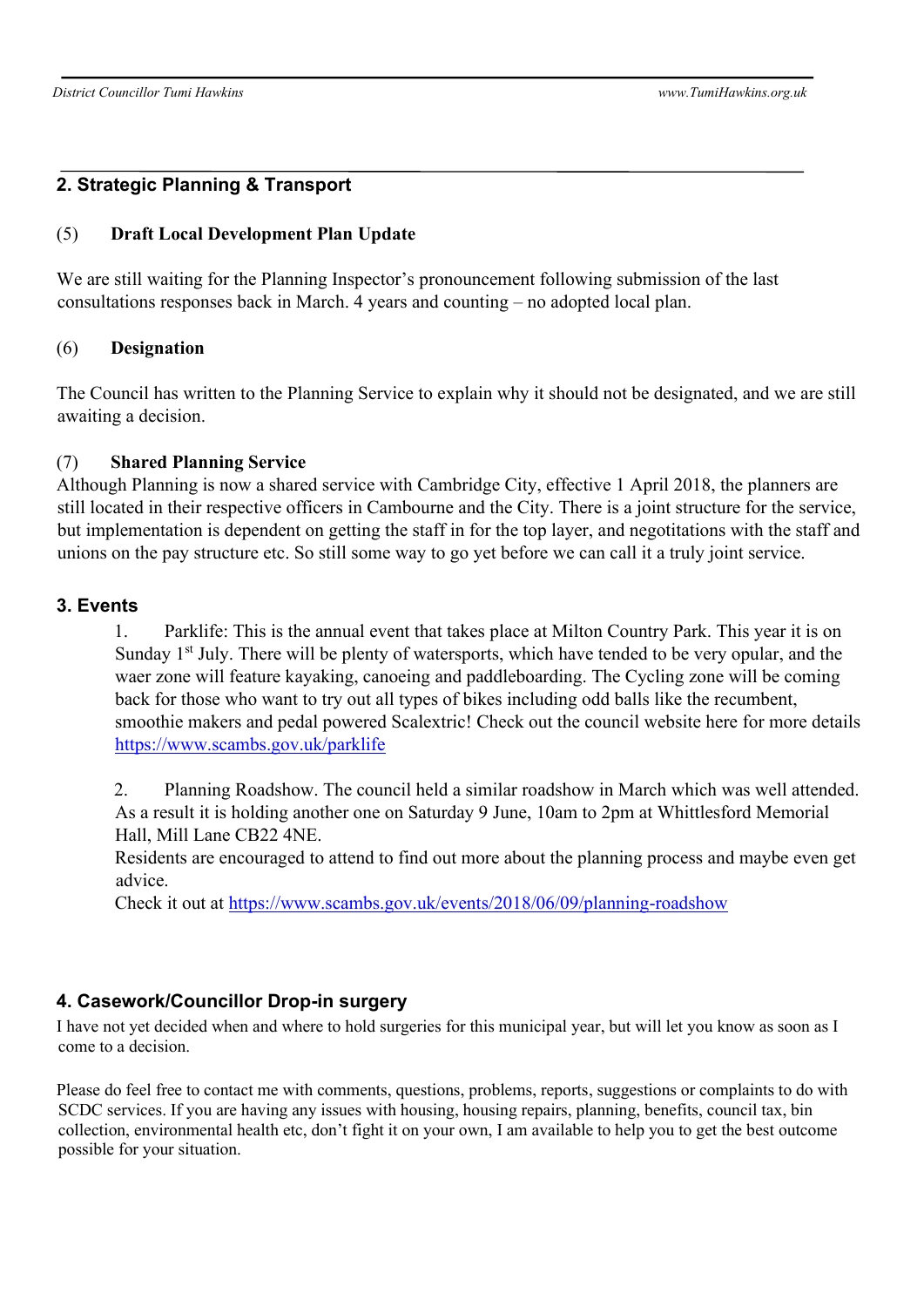## 2. Strategic Planning & Transport

### (5) Draft Local Development Plan Update

We are still waiting for the Planning Inspector's pronouncement following submission of the last consultations responses back in March. 4 years and counting – no adopted local plan.

### (6) Designation

The Council has written to the Planning Service to explain why it should not be designated, and we are still awaiting a decision.

### (7) Shared Planning Service

Although Planning is now a shared service with Cambridge City, effective 1 April 2018, the planners are still located in their respective officers in Cambourne and the City. There is a joint structure for the service, but implementation is dependent on getting the staff in for the top layer, and negotitations with the staff and unions on the pay structure etc. So still some way to go yet before we can call it a truly joint service.

## 3. Events

1. Parklife: This is the annual event that takes place at Milton Country Park. This year it is on Sunday 1st July. There will be plenty of watersports, which have tended to be very opular, and the waer zone will feature kayaking, canoeing and paddleboarding. The Cycling zone will be coming back for those who want to try out all types of bikes including odd balls like the recumbent, smoothie makers and pedal powered Scalextric! Check out the council website here for more details https://www.scambs.gov.uk/parklife

2. Planning Roadshow. The council held a similar roadshow in March which was well attended. As a result it is holding another one on Saturday 9 June, 10am to 2pm at Whittlesford Memorial Hall, Mill Lane CB22 4NE.
   Residents are encouraged to attend to find out more about the planning process and maybe even get advice.
   Check it out at https://www.scambs.gov.uk/events/2018/06/09/planning-roadshow

## 4. Casework/Councillor Drop-in surgery

I have not yet decided when and where to hold surgeries for this municipal year, but will let you know as soon as I come to a decision.

Please do feel free to contact me with comments, questions, problems, reports, suggestions or complaints to do with SCDC services. If you are having any issues with housing, housing repairs, planning, benefits, council tax, bin collection, environmental health etc, don't fight it on your own, I am available to help you to get the best outcome possible for your situation.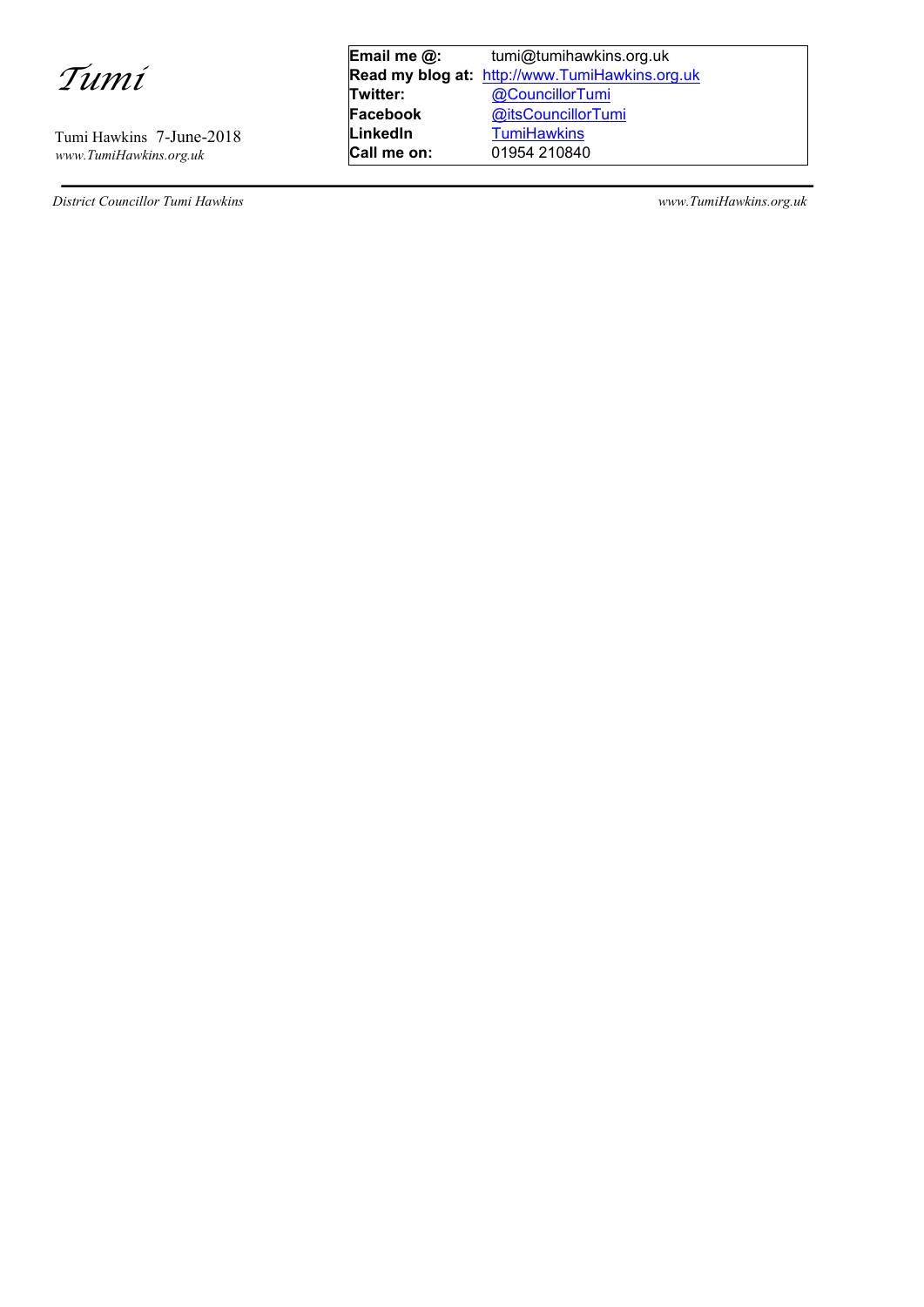*Tumi*

Tumi Hawkins 7-June-2018
*www.TumiHawkins.org.uk*

| | |
|---|---|
| **Email me @:** | tumi@tumihawkins.org.uk |
| **Read my blog at:** | http://www.TumiHawkins.org.uk |
| **Twitter:** | @CouncillorTumi |
| **Facebook** | @itsCouncillorTumi |
| **LinkedIn** | TumiHawkins |
| **Call me on:** | 01954 210840 |